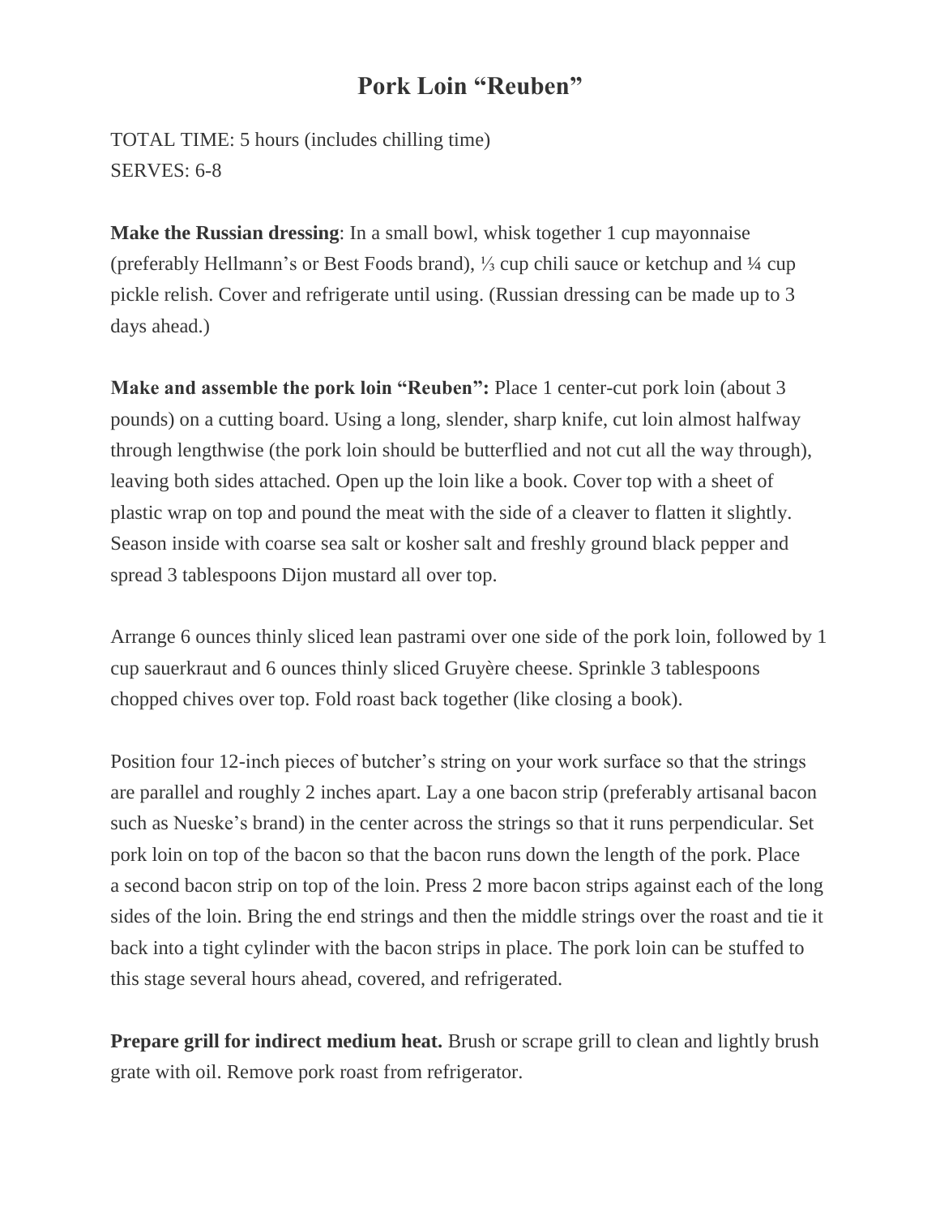# Pork Loin "Reuben"

TOTAL TIME: 5 hours (includes chilling time)
SERVES: 6-8

**Make the Russian dressing**: In a small bowl, whisk together 1 cup mayonnaise (preferably Hellmann's or Best Foods brand), ⅓ cup chili sauce or ketchup and ¼ cup pickle relish. Cover and refrigerate until using. (Russian dressing can be made up to 3 days ahead.)

**Make and assemble the pork loin "Reuben":** Place 1 center-cut pork loin (about 3 pounds) on a cutting board. Using a long, slender, sharp knife, cut loin almost halfway through lengthwise (the pork loin should be butterflied and not cut all the way through), leaving both sides attached. Open up the loin like a book. Cover top with a sheet of plastic wrap on top and pound the meat with the side of a cleaver to flatten it slightly. Season inside with coarse sea salt or kosher salt and freshly ground black pepper and spread 3 tablespoons Dijon mustard all over top.

Arrange 6 ounces thinly sliced lean pastrami over one side of the pork loin, followed by 1 cup sauerkraut and 6 ounces thinly sliced Gruyère cheese. Sprinkle 3 tablespoons chopped chives over top. Fold roast back together (like closing a book).

Position four 12-inch pieces of butcher's string on your work surface so that the strings are parallel and roughly 2 inches apart. Lay a one bacon strip (preferably artisanal bacon such as Nueske's brand) in the center across the strings so that it runs perpendicular. Set pork loin on top of the bacon so that the bacon runs down the length of the pork. Place a second bacon strip on top of the loin. Press 2 more bacon strips against each of the long sides of the loin. Bring the end strings and then the middle strings over the roast and tie it back into a tight cylinder with the bacon strips in place. The pork loin can be stuffed to this stage several hours ahead, covered, and refrigerated.

**Prepare grill for indirect medium heat.** Brush or scrape grill to clean and lightly brush grate with oil. Remove pork roast from refrigerator.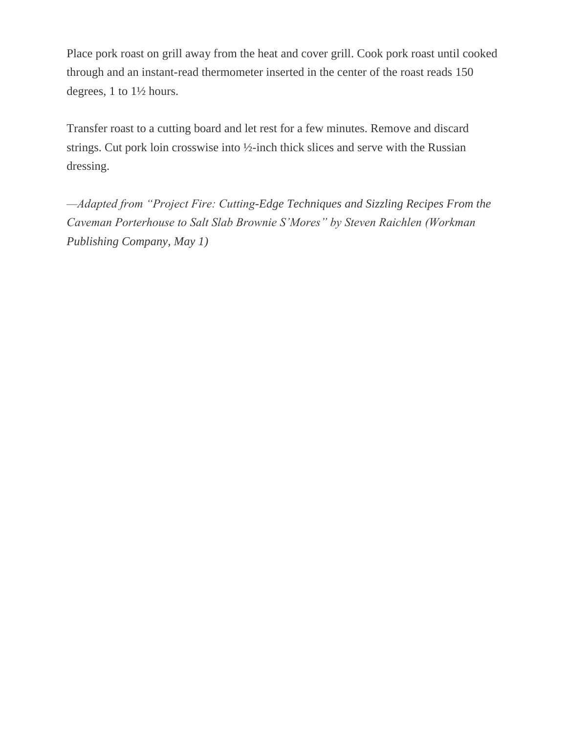Place pork roast on grill away from the heat and cover grill. Cook pork roast until cooked through and an instant-read thermometer inserted in the center of the roast reads 150 degrees, 1 to 1½ hours.

Transfer roast to a cutting board and let rest for a few minutes. Remove and discard strings. Cut pork loin crosswise into ½-inch thick slices and serve with the Russian dressing.

*—Adapted from "Project Fire: Cutting-Edge Techniques and Sizzling Recipes From the Caveman Porterhouse to Salt Slab Brownie S'Mores" by Steven Raichlen (Workman Publishing Company, May 1)*